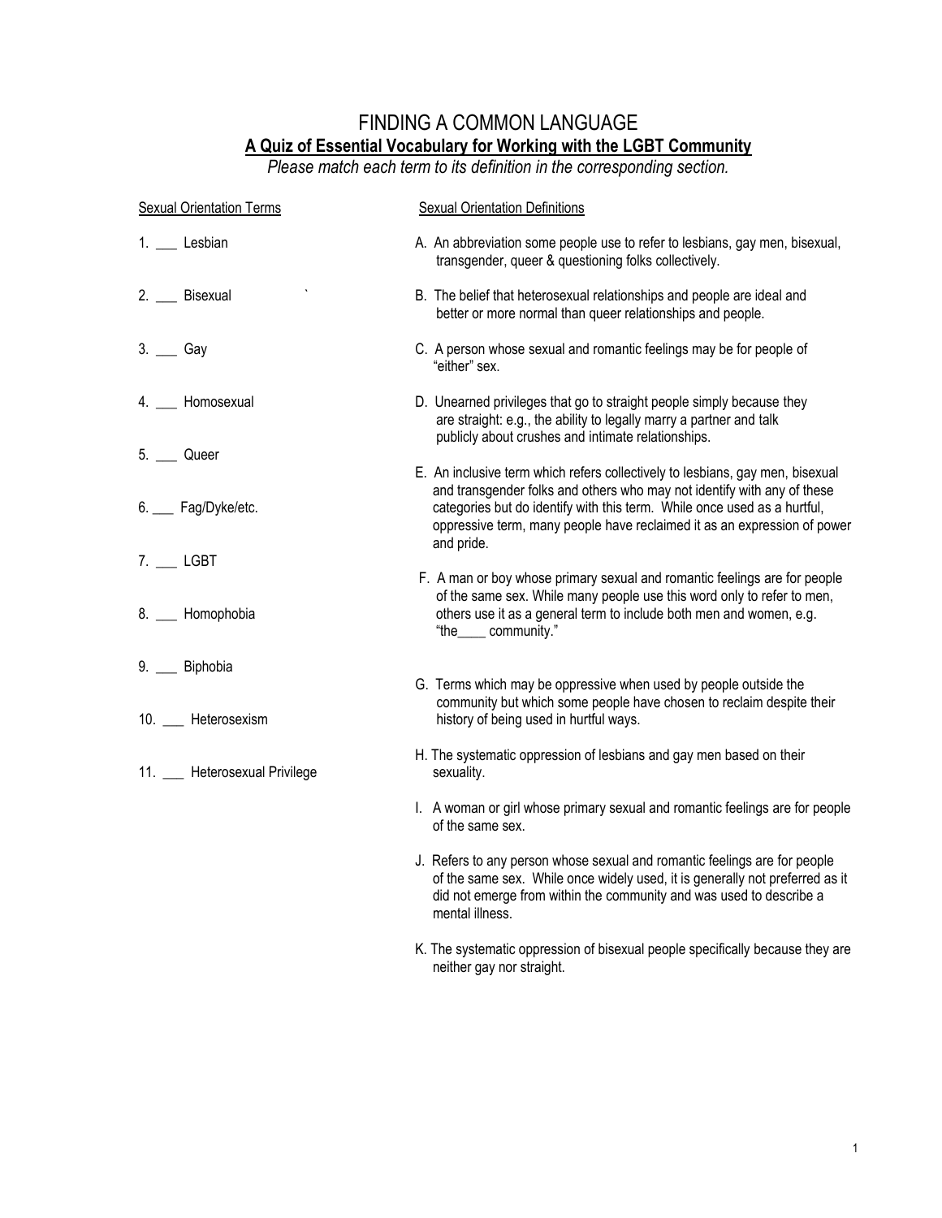# FINDING A COMMON LANGUAGE

## A Quiz of Essential Vocabulary for Working with the LGBT Community

*Please match each term to its definition in the corresponding section.*

Sexual Orientation Terms

1. ___ Lesbian
2. ___ Bisexual
3. ___ Gay
4. ___ Homosexual
5. ___ Queer
6. ___ Fag/Dyke/etc.
7. ___ LGBT
8. ___ Homophobia
9. ___ Biphobia
10. ___ Heterosexism
11. ___ Heterosexual Privilege

Sexual Orientation Definitions

A. An abbreviation some people use to refer to lesbians, gay men, bisexual, transgender, queer & questioning folks collectively.

B. The belief that heterosexual relationships and people are ideal and better or more normal than queer relationships and people.

C. A person whose sexual and romantic feelings may be for people of "either" sex.

D. Unearned privileges that go to straight people simply because they are straight: e.g., the ability to legally marry a partner and talk publicly about crushes and intimate relationships.

E. An inclusive term which refers collectively to lesbians, gay men, bisexual and transgender folks and others who may not identify with any of these categories but do identify with this term. While once used as a hurtful, oppressive term, many people have reclaimed it as an expression of power and pride.

F. A man or boy whose primary sexual and romantic feelings are for people of the same sex. While many people use this word only to refer to men, others use it as a general term to include both men and women, e.g. "the____ community."

G. Terms which may be oppressive when used by people outside the community but which some people have chosen to reclaim despite their history of being used in hurtful ways.

H. The systematic oppression of lesbians and gay men based on their sexuality.

I. A woman or girl whose primary sexual and romantic feelings are for people of the same sex.

J. Refers to any person whose sexual and romantic feelings are for people of the same sex. While once widely used, it is generally not preferred as it did not emerge from within the community and was used to describe a mental illness.

K. The systematic oppression of bisexual people specifically because they are neither gay nor straight.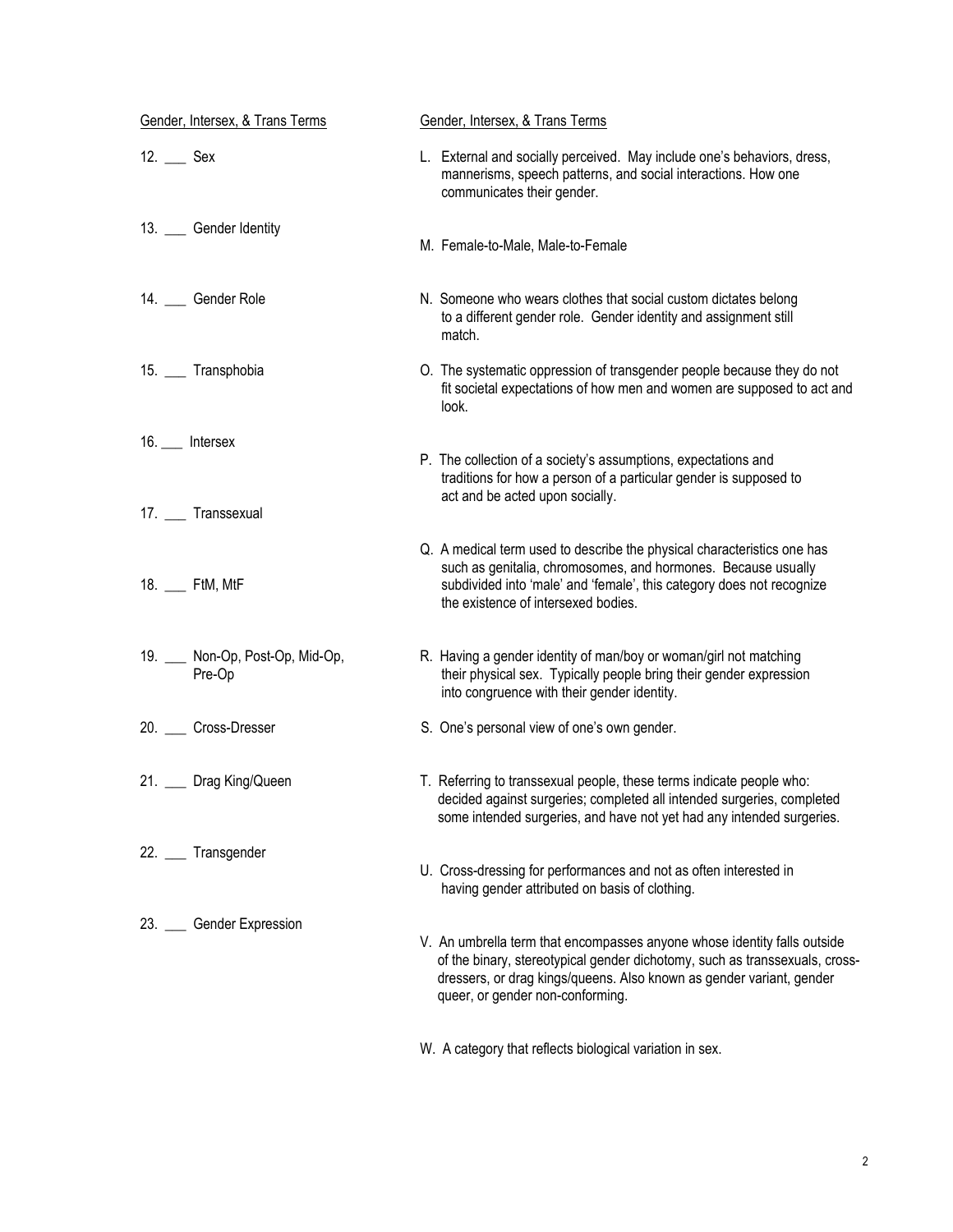| Gender, Intersex, & Trans Terms | Gender, Intersex, & Trans Terms |
|---|---|
| 12. ___ Sex | L. External and socially perceived. May include one's behaviors, dress, mannerisms, speech patterns, and social interactions. How one communicates their gender. |
| 13. ___ Gender Identity | M. Female-to-Male, Male-to-Female |
| 14. ___ Gender Role | N. Someone who wears clothes that social custom dictates belong to a different gender role. Gender identity and assignment still match. |
| 15. ___ Transphobia | O. The systematic oppression of transgender people because they do not fit societal expectations of how men and women are supposed to act and look. |
| 16. ___ Intersex | P. The collection of a society's assumptions, expectations and traditions for how a person of a particular gender is supposed to act and be acted upon socially. |
| 17. ___ Transsexual | Q. A medical term used to describe the physical characteristics one has such as genitalia, chromosomes, and hormones. Because usually subdivided into 'male' and 'female', this category does not recognize the existence of intersexed bodies. |
| 18. ___ FtM, MtF | R. Having a gender identity of man/boy or woman/girl not matching their physical sex. Typically people bring their gender expression into congruence with their gender identity. |
| 19. ___ Non-Op, Post-Op, Mid-Op, Pre-Op | S. One's personal view of one's own gender. |
| 20. ___ Cross-Dresser | T. Referring to transsexual people, these terms indicate people who: decided against surgeries; completed all intended surgeries, completed some intended surgeries, and have not yet had any intended surgeries. |
| 21. ___ Drag King/Queen | U. Cross-dressing for performances and not as often interested in having gender attributed on basis of clothing. |
| 22. ___ Transgender | V. An umbrella term that encompasses anyone whose identity falls outside of the binary, stereotypical gender dichotomy, such as transsexuals, cross-dressers, or drag kings/queens. Also known as gender variant, gender queer, or gender non-conforming. |
| 23. ___ Gender Expression | W. A category that reflects biological variation in sex. |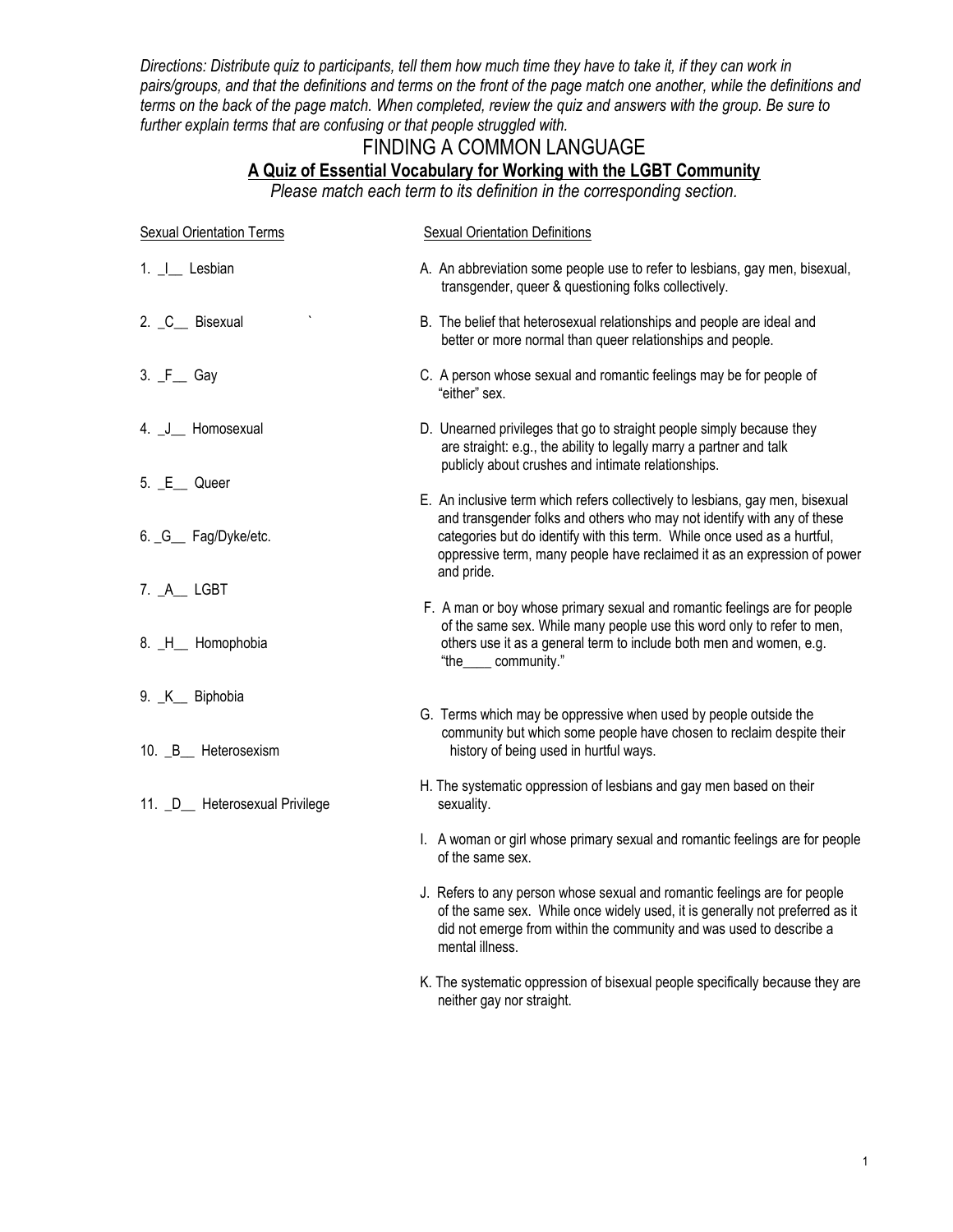*Directions: Distribute quiz to participants, tell them how much time they have to take it, if they can work in pairs/groups, and that the definitions and terms on the front of the page match one another, while the definitions and terms on the back of the page match. When completed, review the quiz and answers with the group. Be sure to further explain terms that are confusing or that people struggled with.*

# FINDING A COMMON LANGUAGE

## A Quiz of Essential Vocabulary for Working with the LGBT Community

*Please match each term to its definition in the corresponding section.*

**Sexual Orientation Terms**

1. _I__ Lesbian
2. _C__ Bisexual
3. _F__ Gay
4. _J__ Homosexual
5. _E__ Queer
6. _G__ Fag/Dyke/etc.
7. _A__ LGBT
8. _H__ Homophobia
9. _K__ Biphobia
10. _B__ Heterosexism
11. _D__ Heterosexual Privilege

**Sexual Orientation Definitions**

A. An abbreviation some people use to refer to lesbians, gay men, bisexual, transgender, queer & questioning folks collectively.

B. The belief that heterosexual relationships and people are ideal and better or more normal than queer relationships and people.

C. A person whose sexual and romantic feelings may be for people of "either" sex.

D. Unearned privileges that go to straight people simply because they are straight: e.g., the ability to legally marry a partner and talk publicly about crushes and intimate relationships.

E. An inclusive term which refers collectively to lesbians, gay men, bisexual and transgender folks and others who may not identify with any of these categories but do identify with this term. While once used as a hurtful, oppressive term, many people have reclaimed it as an expression of power and pride.

F. A man or boy whose primary sexual and romantic feelings are for people of the same sex. While many people use this word only to refer to men, others use it as a general term to include both men and women, e.g. "the____ community."

G. Terms which may be oppressive when used by people outside the community but which some people have chosen to reclaim despite their history of being used in hurtful ways.

H. The systematic oppression of lesbians and gay men based on their sexuality.

I. A woman or girl whose primary sexual and romantic feelings are for people of the same sex.

J. Refers to any person whose sexual and romantic feelings are for people of the same sex. While once widely used, it is generally not preferred as it did not emerge from within the community and was used to describe a mental illness.

K. The systematic oppression of bisexual people specifically because they are neither gay nor straight.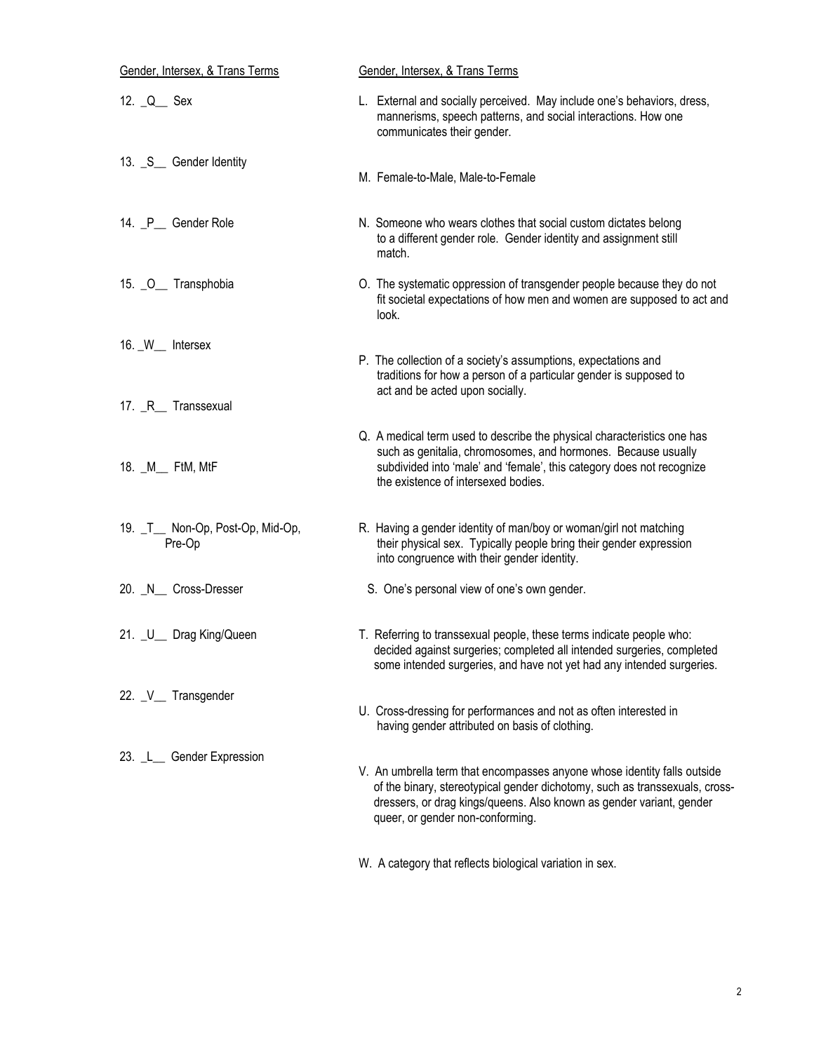Gender, Intersex, & Trans Terms

12. _Q__ Sex

13. _S__ Gender Identity

14. _P__ Gender Role

15. _O__ Transphobia

16. _W__ Intersex

17. _R__ Transsexual

18. _M__ FtM, MtF

19. _T__ Non-Op, Post-Op, Mid-Op, Pre-Op

20. _N__ Cross-Dresser

21. _U__ Drag King/Queen

22. _V__ Transgender

23. _L__ Gender Expression

Gender, Intersex, & Trans Terms

L. External and socially perceived. May include one's behaviors, dress, mannerisms, speech patterns, and social interactions. How one communicates their gender.

M. Female-to-Male, Male-to-Female

N. Someone who wears clothes that social custom dictates belong to a different gender role. Gender identity and assignment still match.

O. The systematic oppression of transgender people because they do not fit societal expectations of how men and women are supposed to act and look.

P. The collection of a society's assumptions, expectations and traditions for how a person of a particular gender is supposed to act and be acted upon socially.

Q. A medical term used to describe the physical characteristics one has such as genitalia, chromosomes, and hormones. Because usually subdivided into 'male' and 'female', this category does not recognize the existence of intersexed bodies.

R. Having a gender identity of man/boy or woman/girl not matching their physical sex. Typically people bring their gender expression into congruence with their gender identity.

S. One's personal view of one's own gender.

T. Referring to transsexual people, these terms indicate people who: decided against surgeries; completed all intended surgeries, completed some intended surgeries, and have not yet had any intended surgeries.

U. Cross-dressing for performances and not as often interested in having gender attributed on basis of clothing.

V. An umbrella term that encompasses anyone whose identity falls outside of the binary, stereotypical gender dichotomy, such as transsexuals, cross-dressers, or drag kings/queens. Also known as gender variant, gender queer, or gender non-conforming.

W. A category that reflects biological variation in sex.